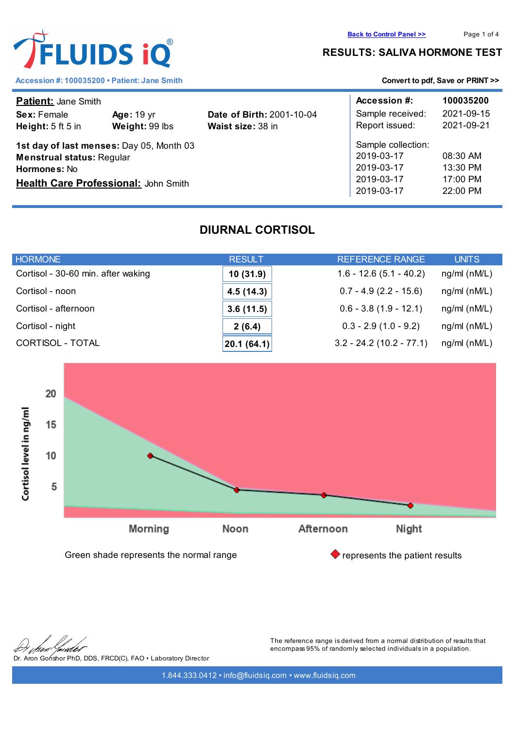**FLUIDS iQ®**

Accession #: 100035200 • Patient: Jane Smith

Back to Control Panel >>

# RESULTS: SALIVA HORMONE TEST

Convert to pdf, Save or PRINT >>

**Patient:** Jane Smith
**Sex:** Female **Age:** 19 yr **Date of Birth:** 2001-10-04
**Height:** 5 ft 5 in **Weight:** 99 lbs **Waist size:** 38 in

**1st day of last menses:** Day 05, Month 03
**Menstrual status:** Regular
**Hormones:** No
**Health Care Professional:** John Smith

| **Accession #:** | **100035200** |
|---|---|
| Sample received: | 2021-09-15 |
| Report issued: | 2021-09-21 |
| Sample collection: | |
| 2019-03-17 | 08:30 AM |
| 2019-03-17 | 13:30 PM |
| 2019-03-17 | 17:00 PM |
| 2019-03-17 | 22:00 PM |

## DIURNAL CORTISOL

| HORMONE | RESULT | REFERENCE RANGE | UNITS |
|---|---|---|---|
| Cortisol - 30-60 min. after waking | **10 (31.9)** | 1.6 - 12.6 (5.1 - 40.2) | ng/ml (nM/L) |
| Cortisol - noon | **4.5 (14.3)** | 0.7 - 4.9 (2.2 - 15.6) | ng/ml (nM/L) |
| Cortisol - afternoon | **3.6 (11.5)** | 0.6 - 3.8 (1.9 - 12.1) | ng/ml (nM/L) |
| Cortisol - night | **2 (6.4)** | 0.3 - 2.9 (1.0 - 9.2) | ng/ml (nM/L) |
| CORTISOL - TOTAL | **20.1 (64.1)** | 3.2 - 24.2 (10.2 - 77.1) | ng/ml (nM/L) |

Cortisol level in ng/ml (5, 10, 15, 20) — Morning, Noon, Afternoon, Night

Green shade represents the normal range

◆ represents the patient results

Dr. Aron Gonshor PhD, DDS, FRCD(C), FAO • Laboratory Director

The reference range is derived from a normal distribution of results that encompass 95% of randomly selected individuals in a population.

1.844.333.0412 • info@fluidsiq.com • www.fluidsiq.com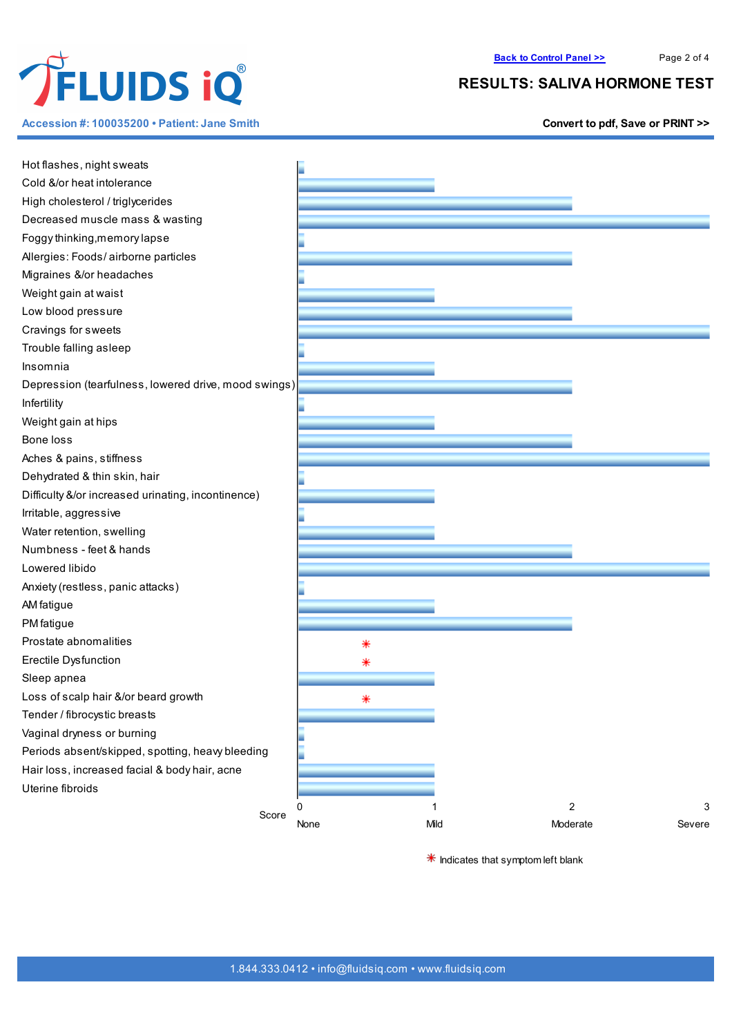Accession #: 100035200 • Patient: Jane Smith

# RESULTS: SALIVA HORMONE TEST

| Symptom | Score |
| --- | --- |
| Hot flashes, night sweats | 0 |
| Cold &/or heat intolerance | 1 |
| High cholesterol / triglycerides | 2 |
| Decreased muscle mass & wasting | 3 |
| Foggy thinking, memory lapse | 0 |
| Allergies: Foods / airborne particles | 2 |
| Migraines &/or headaches | 0 |
| Weight gain at waist | 1 |
| Low blood pressure | 2 |
| Cravings for sweets | 3 |
| Trouble falling asleep | 0 |
| Insomnia | 1 |
| Depression (tearfulness, lowered drive, mood swings) | 2 |
| Infertility | 0 |
| Weight gain at hips | 1 |
| Bone loss | 2 |
| Aches & pains, stiffness | 3 |
| Dehydrated & thin skin, hair | 0 |
| Difficulty &/or increased urinating, incontinence) | 1 |
| Irritable, aggressive | 0 |
| Water retention, swelling | 1 |
| Numbness - feet & hands | 2 |
| Lowered libido | 3 |
| Anxiety (restless, panic attacks) | 0 |
| AM fatigue | 1 |
| PM fatigue | 2 |
| Prostate abnormalities | * |
| Erectile Dysfunction | * |
| Sleep apnea | 1 |
| Loss of scalp hair &/or beard growth | * |
| Tender / fibrocystic breasts | 1 |
| Vaginal dryness or burning | 0 |
| Periods absent/skipped, spotting, heavy bleeding | 0 |
| Hair loss, increased facial & body hair, acne | 1 |
| Uterine fibroids | 1 |

Score: 0 None, 1 Mild, 2 Moderate, 3 Severe

\* Indicates that symptom left blank

1.844.333.0412 • info@fluidsiq.com • www.fluidsiq.com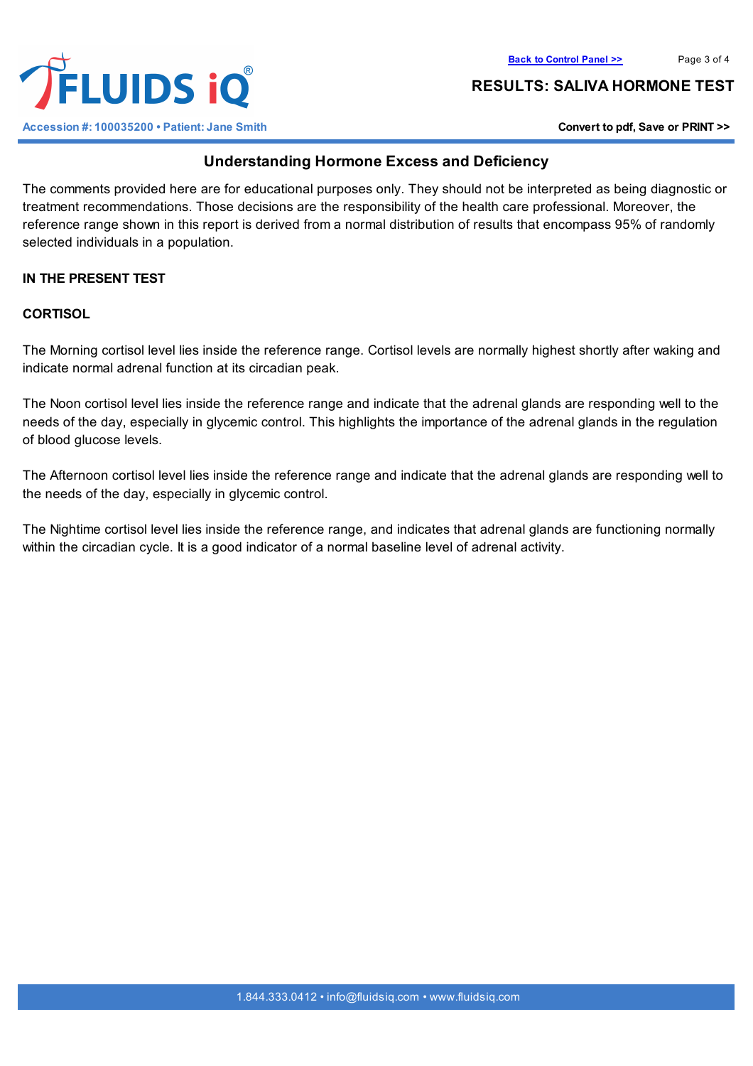## Understanding Hormone Excess and Deficiency

The comments provided here are for educational purposes only. They should not be interpreted as being diagnostic or treatment recommendations. Those decisions are the responsibility of the health care professional. Moreover, the reference range shown in this report is derived from a normal distribution of results that encompass 95% of randomly selected individuals in a population.

**IN THE PRESENT TEST**

**CORTISOL**

The Morning cortisol level lies inside the reference range. Cortisol levels are normally highest shortly after waking and indicate normal adrenal function at its circadian peak.

The Noon cortisol level lies inside the reference range and indicate that the adrenal glands are responding well to the needs of the day, especially in glycemic control. This highlights the importance of the adrenal glands in the regulation of blood glucose levels.

The Afternoon cortisol level lies inside the reference range and indicate that the adrenal glands are responding well to the needs of the day, especially in glycemic control.

The Nightime cortisol level lies inside the reference range, and indicates that adrenal glands are functioning normally within the circadian cycle. It is a good indicator of a normal baseline level of adrenal activity.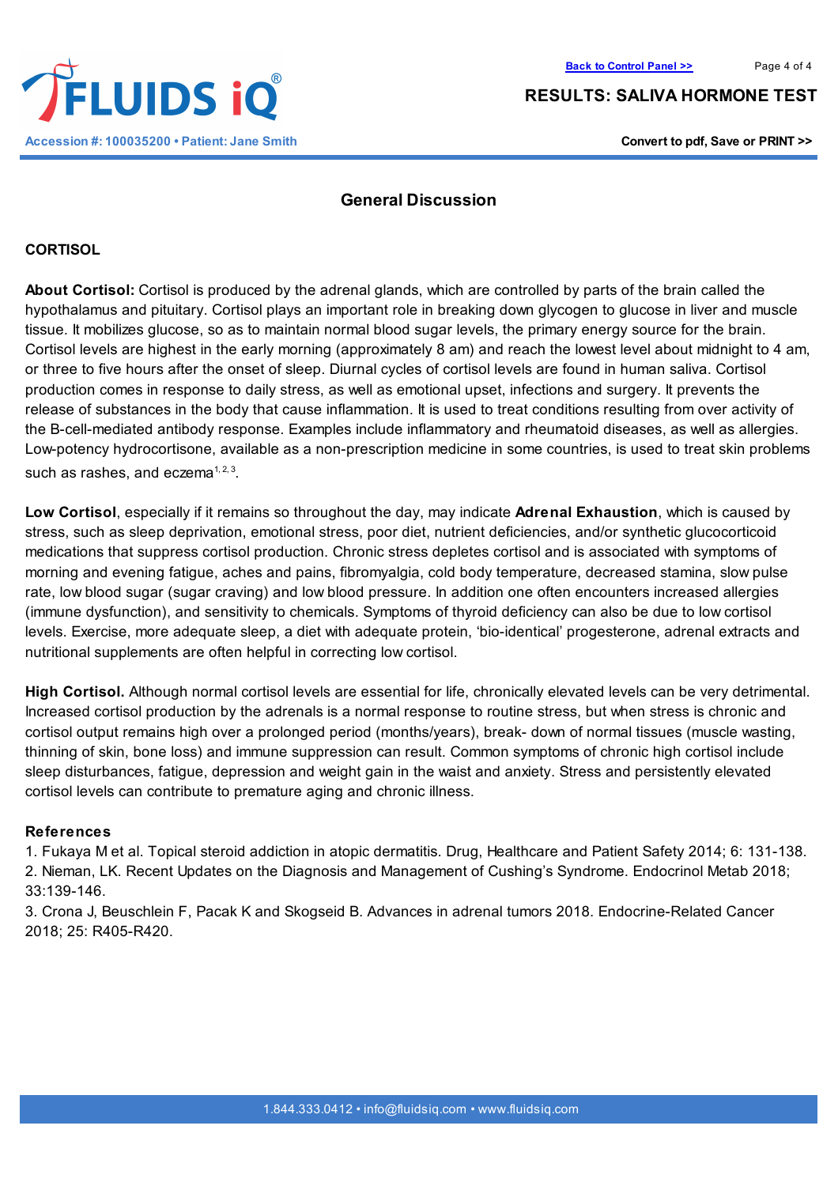## General Discussion

### CORTISOL

**About Cortisol:** Cortisol is produced by the adrenal glands, which are controlled by parts of the brain called the hypothalamus and pituitary. Cortisol plays an important role in breaking down glycogen to glucose in liver and muscle tissue. It mobilizes glucose, so as to maintain normal blood sugar levels, the primary energy source for the brain. Cortisol levels are highest in the early morning (approximately 8 am) and reach the lowest level about midnight to 4 am, or three to five hours after the onset of sleep. Diurnal cycles of cortisol levels are found in human saliva. Cortisol production comes in response to daily stress, as well as emotional upset, infections and surgery. It prevents the release of substances in the body that cause inflammation. It is used to treat conditions resulting from over activity of the B-cell-mediated antibody response. Examples include inflammatory and rheumatoid diseases, as well as allergies. Low-potency hydrocortisone, available as a non-prescription medicine in some countries, is used to treat skin problems such as rashes, and eczema[1, 2, 3].

**Low Cortisol**, especially if it remains so throughout the day, may indicate **Adrenal Exhaustion**, which is caused by stress, such as sleep deprivation, emotional stress, poor diet, nutrient deficiencies, and/or synthetic glucocorticoid medications that suppress cortisol production. Chronic stress depletes cortisol and is associated with symptoms of morning and evening fatigue, aches and pains, fibromyalgia, cold body temperature, decreased stamina, slow pulse rate, low blood sugar (sugar craving) and low blood pressure. In addition one often encounters increased allergies (immune dysfunction), and sensitivity to chemicals. Symptoms of thyroid deficiency can also be due to low cortisol levels. Exercise, more adequate sleep, a diet with adequate protein, 'bio-identical' progesterone, adrenal extracts and nutritional supplements are often helpful in correcting low cortisol.

**High Cortisol.** Although normal cortisol levels are essential for life, chronically elevated levels can be very detrimental. Increased cortisol production by the adrenals is a normal response to routine stress, but when stress is chronic and cortisol output remains high over a prolonged period (months/years), break- down of normal tissues (muscle wasting, thinning of skin, bone loss) and immune suppression can result. Common symptoms of chronic high cortisol include sleep disturbances, fatigue, depression and weight gain in the waist and anxiety. Stress and persistently elevated cortisol levels can contribute to premature aging and chronic illness.

**References**

1. Fukaya M et al. Topical steroid addiction in atopic dermatitis. Drug, Healthcare and Patient Safety 2014; 6: 131-138.
2. Nieman, LK. Recent Updates on the Diagnosis and Management of Cushing's Syndrome. Endocrinol Metab 2018; 33:139-146.
3. Crona J, Beuschlein F, Pacak K and Skogseid B. Advances in adrenal tumors 2018. Endocrine-Related Cancer 2018; 25: R405-R420.